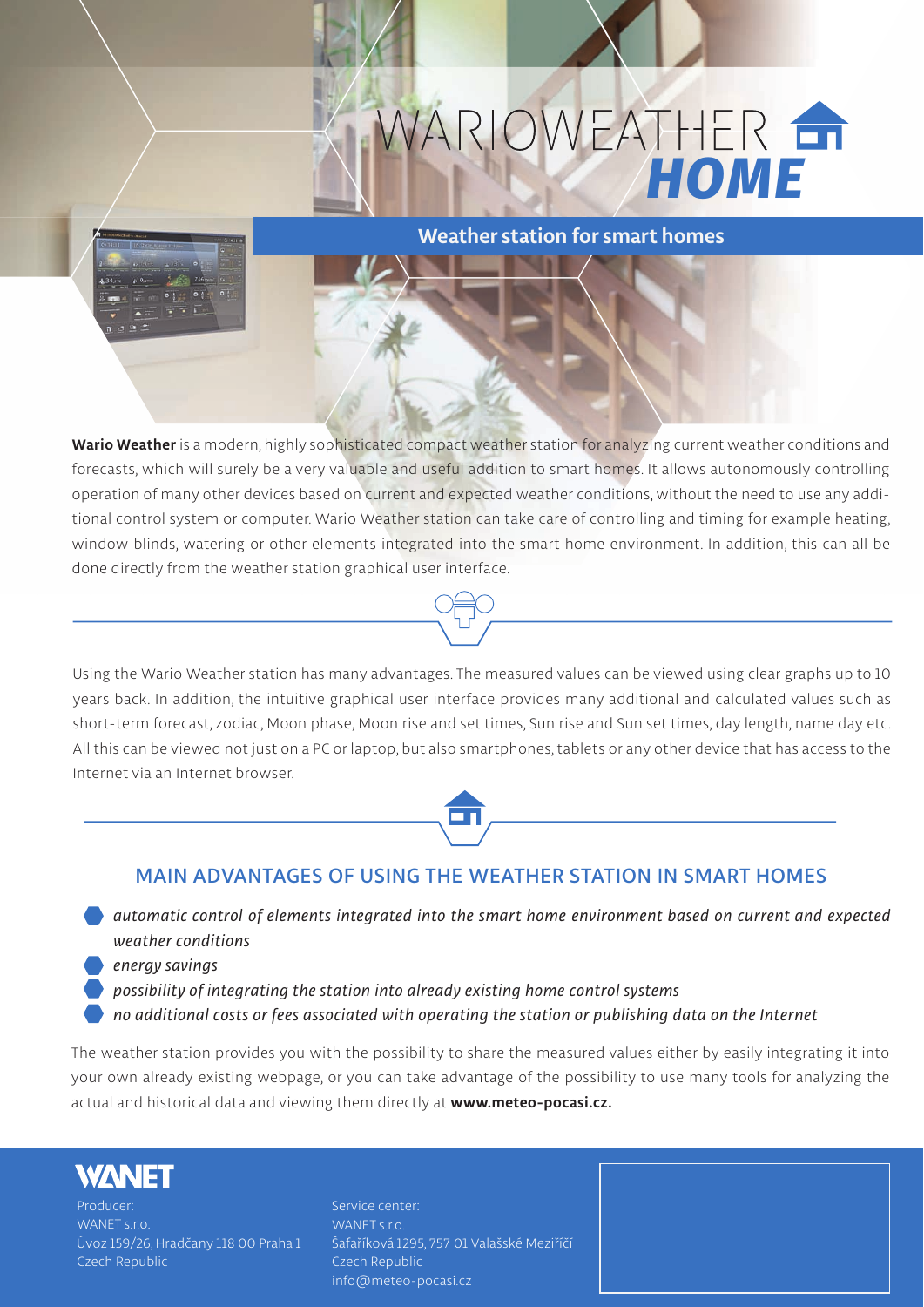# WARIOWEATHER *HOME*

## Weather station for smart homes

**Wario Weather** is a modern, highly sophisticated compact weather station for analyzing current weather conditions and forecasts, which will surely be a very valuable and useful addition to smart homes. It allows autonomously controlling operation of many other devices based on current and expected weather conditions, without the need to use any additional control system or computer. Wario Weather station can take care of controlling and timing for example heating, window blinds, watering or other elements integrated into the smart home environment. In addition, this can all be done directly from the weather station graphical user interface.

Using the Wario Weather station has many advantages. The measured values can be viewed using clear graphs up to 10 years back. In addition, the intuitive graphical user interface provides many additional and calculated values such as short-term forecast, zodiac, Moon phase, Moon rise and set times, Sun rise and Sun set times, day length, name day etc. All this can be viewed not just on a PC or laptop, but also smartphones, tablets or any other device that has access to the Internet via an Internet browser.

## MAIN ADVANTAGES OF USING THE WEATHER STATION IN SMART HOMES

- *automatic control of elements integrated into the smart home environment based on current and expected weather conditions*
- *energy savings*
- *possibility of integrating the station into already existing home control systems*
- *no additional costs or fees associated with operating the station or publishing data on the Internet*

The weather station provides you with the possibility to share the measured values either by easily integrating it into your own already existing webpage, or you can take advantage of the possibility to use many tools for analyzing the actual and historical data and viewing them directly at **www.meteo-pocasi.cz.**

**WANET**

Producer:
WANET s.r.o.
Úvoz 159/26, Hradčany 118 00 Praha 1
Czech Republic

Service center:
WANET s.r.o.
Šafaříková 1295, 757 01 Valašské Meziříčí
Czech Republic
info@meteo-pocasi.cz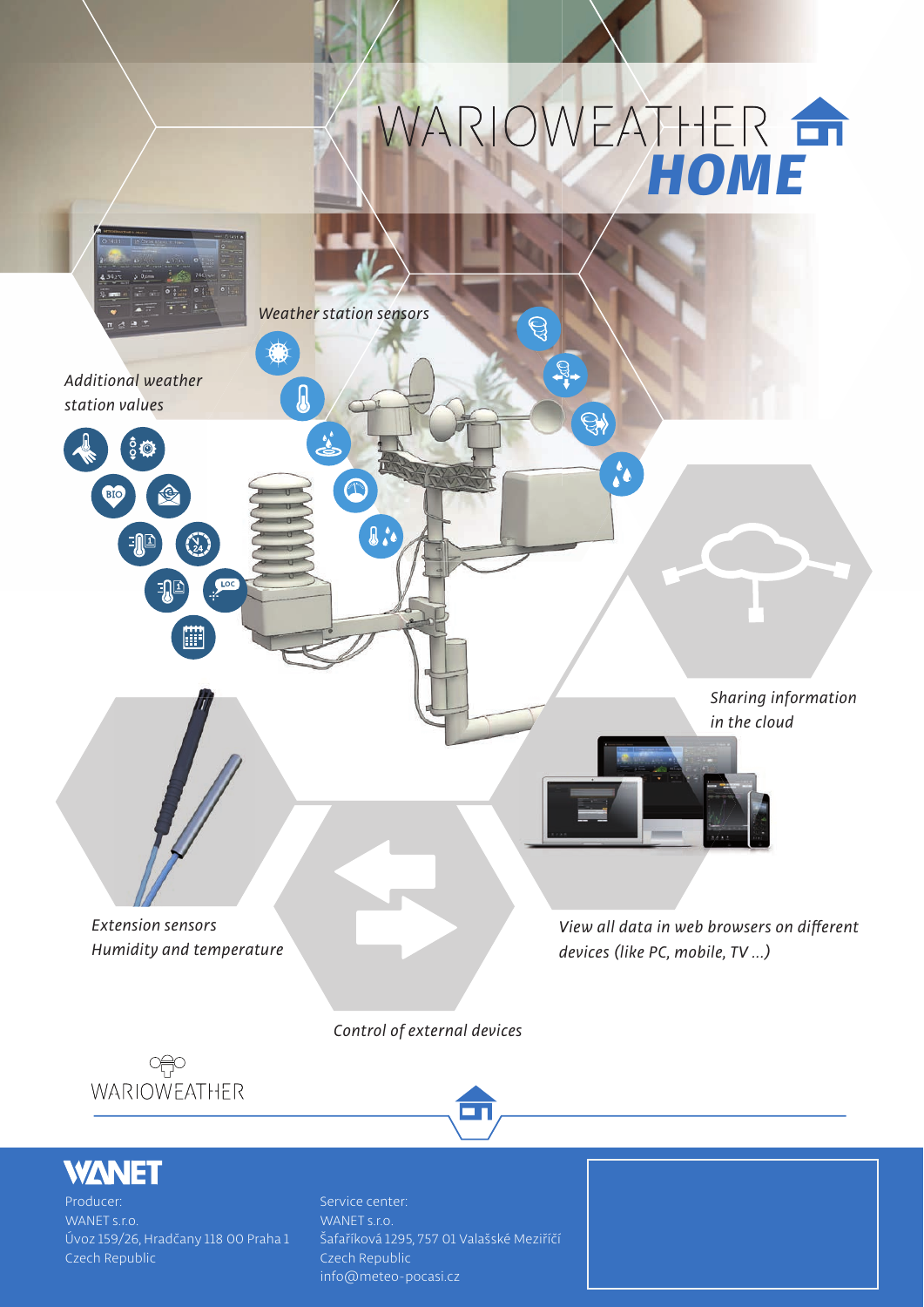# WARIOWEATHER HOME

*Weather station sensors*

*Additional weather station values*

*Sharing information in the cloud*

*Extension sensors*
*Humidity and temperature*

*View all data in web browsers on different devices (like PC, mobile, TV ...)*

*Control of external devices*

WARIOWEATHER

WANET

Producer:
WANET s.r.o.
Úvoz 159/26, Hradčany 118 00 Praha 1
Czech Republic

Service center:
WANET s.r.o.
Šafaříková 1295, 757 01 Valašské Meziříčí
Czech Republic
info@meteo-pocasi.cz